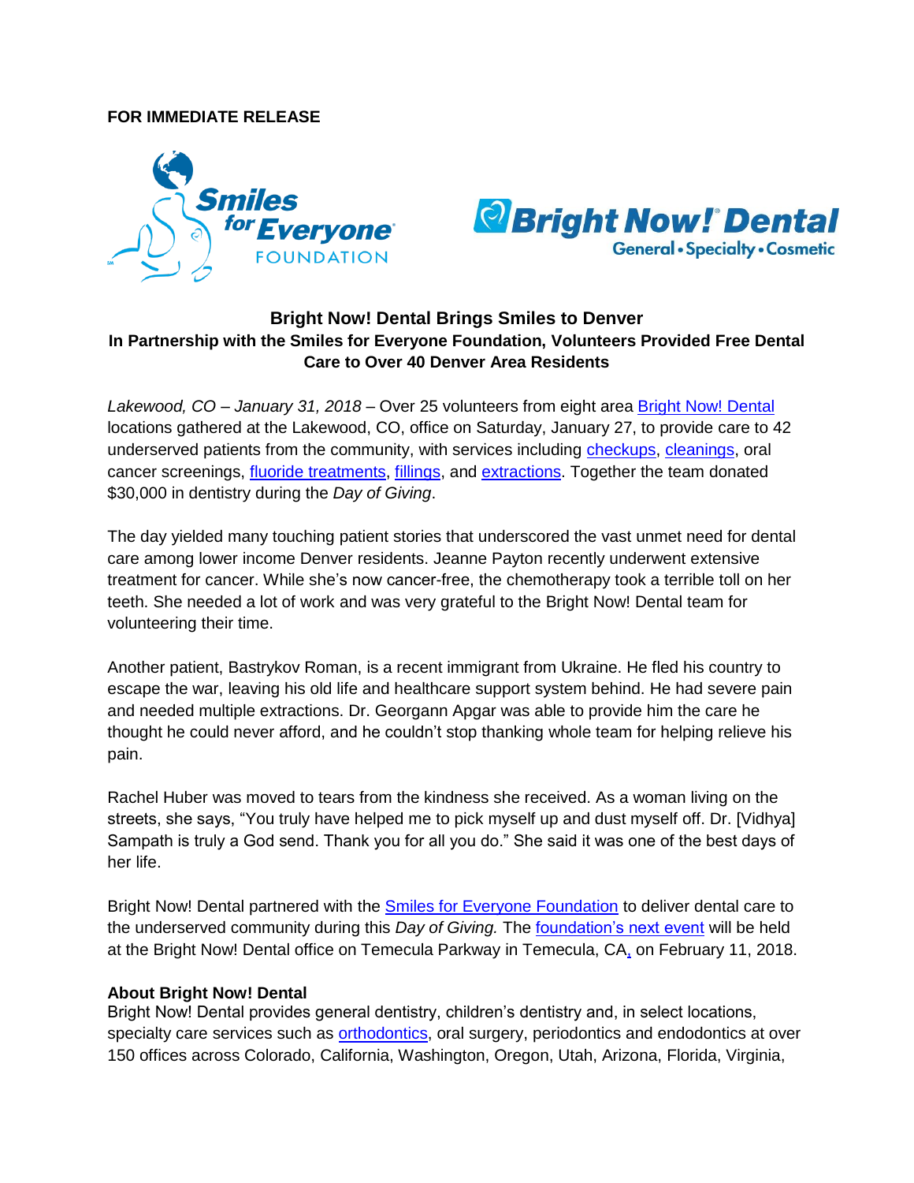**FOR IMMEDIATE RELEASE**

Smiles for Everyone FOUNDATION

Bright Now! Dental General • Specialty • Cosmetic

## Bright Now! Dental Brings Smiles to Denver

### In Partnership with the Smiles for Everyone Foundation, Volunteers Provided Free Dental Care to Over 40 Denver Area Residents

*Lakewood, CO – January 31, 2018* – Over 25 volunteers from eight area Bright Now! Dental locations gathered at the Lakewood, CO, office on Saturday, January 27, to provide care to 42 underserved patients from the community, with services including checkups, cleanings, oral cancer screenings, fluoride treatments, fillings, and extractions. Together the team donated $30,000 in dentistry during the *Day of Giving*.

The day yielded many touching patient stories that underscored the vast unmet need for dental care among lower income Denver residents. Jeanne Payton recently underwent extensive treatment for cancer. While she's now cancer-free, the chemotherapy took a terrible toll on her teeth. She needed a lot of work and was very grateful to the Bright Now! Dental team for volunteering their time.

Another patient, Bastrykov Roman, is a recent immigrant from Ukraine. He fled his country to escape the war, leaving his old life and healthcare support system behind. He had severe pain and needed multiple extractions. Dr. Georgann Apgar was able to provide him the care he thought he could never afford, and he couldn't stop thanking whole team for helping relieve his pain.

Rachel Huber was moved to tears from the kindness she received. As a woman living on the streets, she says, "You truly have helped me to pick myself up and dust myself off. Dr. [Vidhya] Sampath is truly a God send. Thank you for all you do." She said it was one of the best days of her life.

Bright Now! Dental partnered with the Smiles for Everyone Foundation to deliver dental care to the underserved community during this *Day of Giving.* The foundation's next event will be held at the Bright Now! Dental office on Temecula Parkway in Temecula, CA, on February 11, 2018.

**About Bright Now! Dental**

Bright Now! Dental provides general dentistry, children's dentistry and, in select locations, specialty care services such as orthodontics, oral surgery, periodontics and endodontics at over 150 offices across Colorado, California, Washington, Oregon, Utah, Arizona, Florida, Virginia,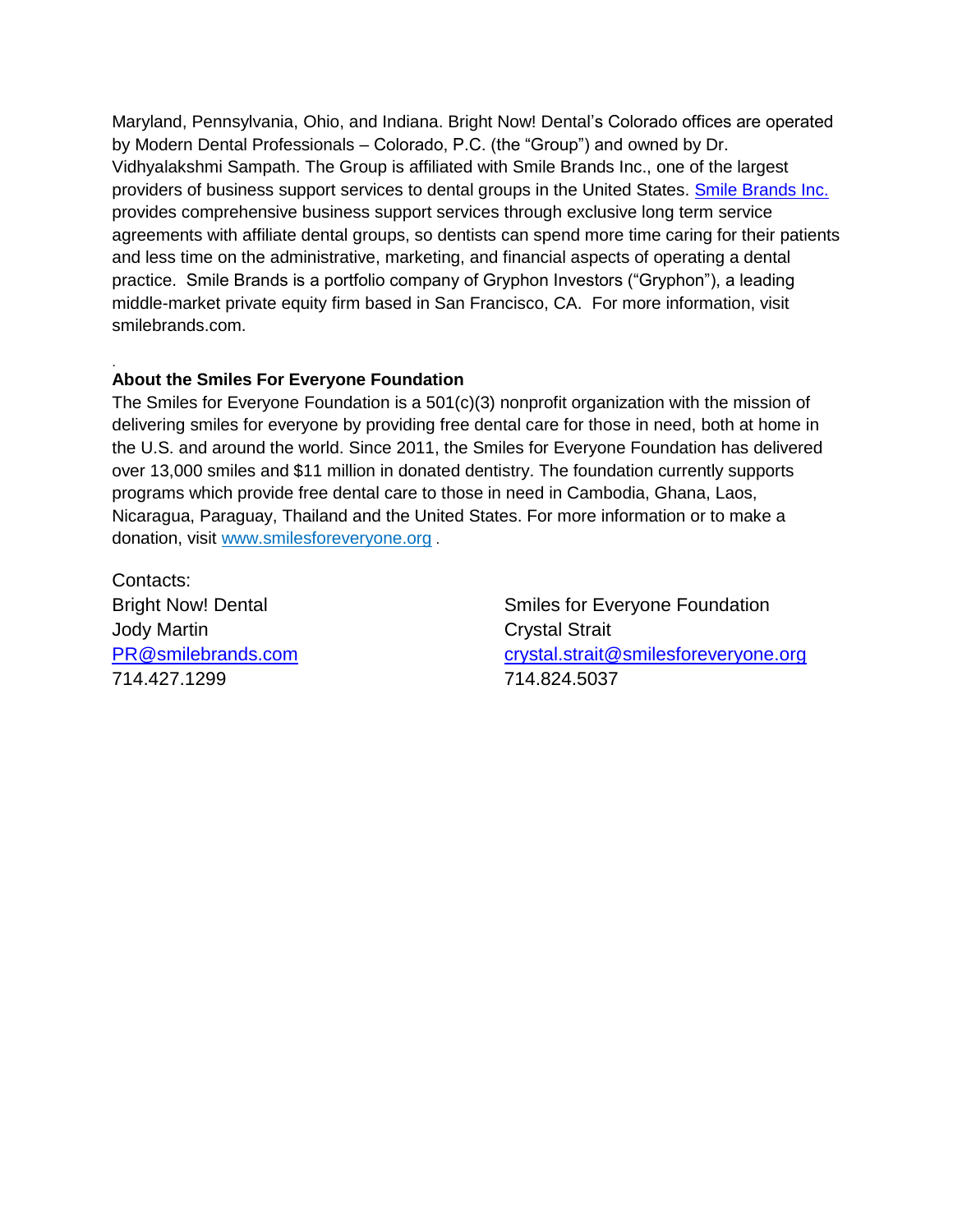Maryland, Pennsylvania, Ohio, and Indiana. Bright Now! Dental's Colorado offices are operated by Modern Dental Professionals – Colorado, P.C. (the "Group") and owned by Dr. Vidhyalakshmi Sampath. The Group is affiliated with Smile Brands Inc., one of the largest providers of business support services to dental groups in the United States. [Smile Brands Inc.](#) provides comprehensive business support services through exclusive long term service agreements with affiliate dental groups, so dentists can spend more time caring for their patients and less time on the administrative, marketing, and financial aspects of operating a dental practice. Smile Brands is a portfolio company of Gryphon Investors ("Gryphon"), a leading middle-market private equity firm based in San Francisco, CA. For more information, visit smilebrands.com.

.

**About the Smiles For Everyone Foundation**

The Smiles for Everyone Foundation is a 501(c)(3) nonprofit organization with the mission of delivering smiles for everyone by providing free dental care for those in need, both at home in the U.S. and around the world. Since 2011, the Smiles for Everyone Foundation has delivered over 13,000 smiles and $11 million in donated dentistry. The foundation currently supports programs which provide free dental care to those in need in Cambodia, Ghana, Laos, Nicaragua, Paraguay, Thailand and the United States. For more information or to make a donation, visit www.smilesforeveryone.org .

Contacts:

Bright Now! Dental
Jody Martin
PR@smilebrands.com
714.427.1299

Smiles for Everyone Foundation
Crystal Strait
crystal.strait@smilesforeveryone.org
714.824.5037